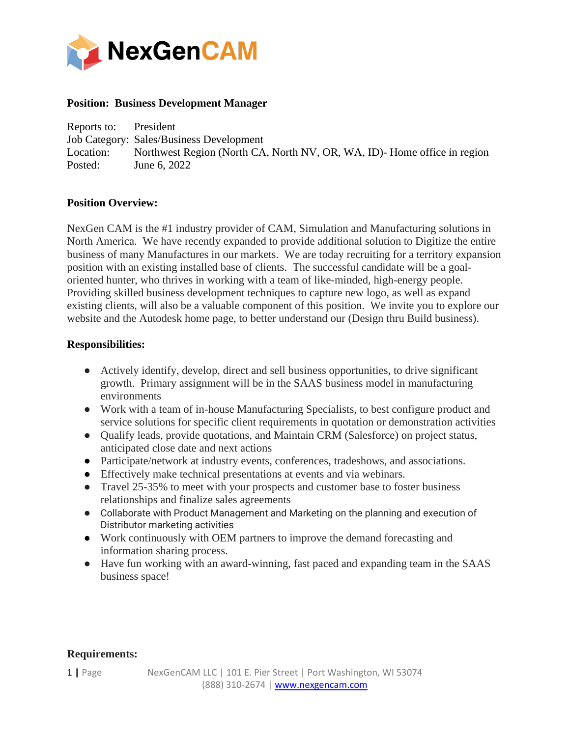**Position: Business Development Manager**

Reports to: President
Job Category: Sales/Business Development
Location: Northwest Region (North CA, North NV, OR, WA, ID)- Home office in region
Posted: June 6, 2022

**Position Overview:**

NexGen CAM is the #1 industry provider of CAM, Simulation and Manufacturing solutions in North America. We have recently expanded to provide additional solution to Digitize the entire business of many Manufactures in our markets. We are today recruiting for a territory expansion position with an existing installed base of clients. The successful candidate will be a goal-oriented hunter, who thrives in working with a team of like-minded, high-energy people. Providing skilled business development techniques to capture new logo, as well as expand existing clients, will also be a valuable component of this position. We invite you to explore our website and the Autodesk home page, to better understand our (Design thru Build business).

**Responsibilities:**

- Actively identify, develop, direct and sell business opportunities, to drive significant growth. Primary assignment will be in the SAAS business model in manufacturing environments
- Work with a team of in-house Manufacturing Specialists, to best configure product and service solutions for specific client requirements in quotation or demonstration activities
- Qualify leads, provide quotations, and Maintain CRM (Salesforce) on project status, anticipated close date and next actions
- Participate/network at industry events, conferences, tradeshows, and associations.
- Effectively make technical presentations at events and via webinars.
- Travel 25-35% to meet with your prospects and customer base to foster business relationships and finalize sales agreements
- Collaborate with Product Management and Marketing on the planning and execution of Distributor marketing activities
- Work continuously with OEM partners to improve the demand forecasting and information sharing process.
- Have fun working with an award-winning, fast paced and expanding team in the SAAS business space!

**Requirements:**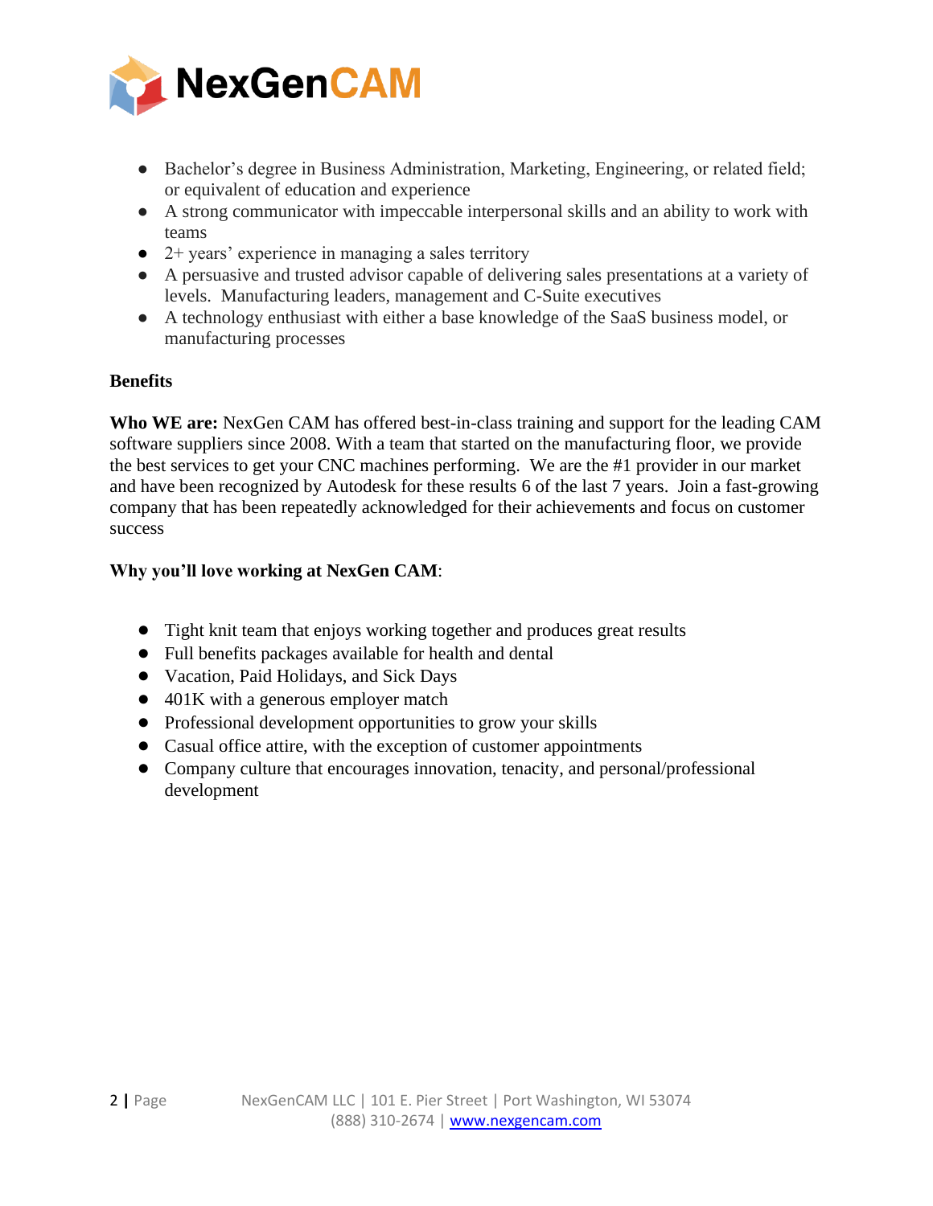- Bachelor's degree in Business Administration, Marketing, Engineering, or related field; or equivalent of education and experience
- A strong communicator with impeccable interpersonal skills and an ability to work with teams
- 2+ years' experience in managing a sales territory
- A persuasive and trusted advisor capable of delivering sales presentations at a variety of levels. Manufacturing leaders, management and C-Suite executives
- A technology enthusiast with either a base knowledge of the SaaS business model, or manufacturing processes

**Benefits**

**Who WE are:** NexGen CAM has offered best-in-class training and support for the leading CAM software suppliers since 2008. With a team that started on the manufacturing floor, we provide the best services to get your CNC machines performing. We are the #1 provider in our market and have been recognized by Autodesk for these results 6 of the last 7 years. Join a fast-growing company that has been repeatedly acknowledged for their achievements and focus on customer success

**Why you'll love working at NexGen CAM**:

- Tight knit team that enjoys working together and produces great results
- Full benefits packages available for health and dental
- Vacation, Paid Holidays, and Sick Days
- 401K with a generous employer match
- Professional development opportunities to grow your skills
- Casual office attire, with the exception of customer appointments
- Company culture that encourages innovation, tenacity, and personal/professional development